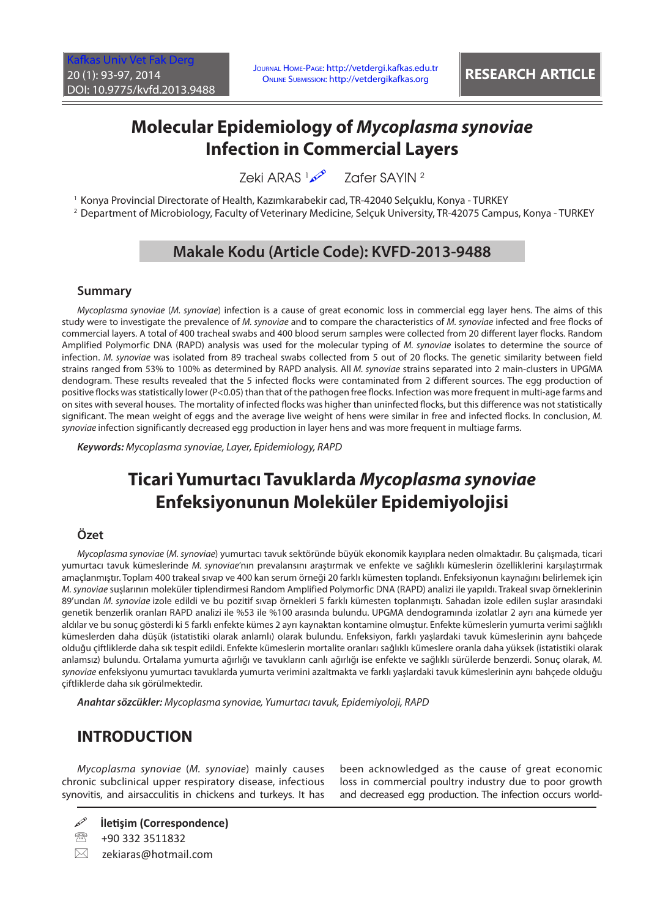# Molecular Epidemiology of *Mycoplasma synoviae* Infection in Commercial Layers

Zeki ARAS [1] Zafer SAYIN [2]

[1] Konya Provincial Directorate of Health, Kazımkarabekir cad, TR-42040 Selçuklu, Konya - TURKEY

[2] Department of Microbiology, Faculty of Veterinary Medicine, Selçuk University, TR-42075 Campus, Konya - TURKEY

**Makale Kodu (Article Code): KVFD-2013-9488**

## Summary

*Mycoplasma synoviae* (*M. synoviae*) infection is a cause of great economic loss in commercial egg layer hens. The aims of this study were to investigate the prevalence of *M. synoviae* and to compare the characteristics of *M. synoviae* infected and free flocks of commercial layers. A total of 400 tracheal swabs and 400 blood serum samples were collected from 20 different layer flocks. Random Amplified Polymorfic DNA (RAPD) analysis was used for the molecular typing of *M. synoviae* isolates to determine the source of infection. *M. synoviae* was isolated from 89 tracheal swabs collected from 5 out of 20 flocks. The genetic similarity between field strains ranged from 53% to 100% as determined by RAPD analysis. All *M. synoviae* strains separated into 2 main-clusters in UPGMA dendogram. These results revealed that the 5 infected flocks were contaminated from 2 different sources. The egg production of positive flocks was statistically lower (P<0.05) than that of the pathogen free flocks. Infection was more frequent in multi-age farms and on sites with several houses. The mortality of infected flocks was higher than uninfected flocks, but this difference was not statistically significant. The mean weight of eggs and the average live weight of hens were similar in free and infected flocks. In conclusion, *M. synoviae* infection significantly decreased egg production in layer hens and was more frequent in multiage farms.

***Keywords:*** *Mycoplasma synoviae, Layer, Epidemiology, RAPD*

# Ticari Yumurtacı Tavuklarda *Mycoplasma synoviae* Enfeksiyonunun Moleküler Epidemiyolojisi

## Özet

*Mycoplasma synoviae* (*M. synoviae*) yumurtacı tavuk sektöründe büyük ekonomik kayıplara neden olmaktadır. Bu çalışmada, ticari yumurtacı tavuk kümeslerinde *M. synoviae*'nın prevalansını araştırmak ve enfekte ve sağlıklı kümeslerin özelliklerini karşılaştırmak amaçlanmıştır. Toplam 400 trakeal sıvap ve 400 kan serum örneği 20 farklı kümesten toplandı. Enfeksiyonun kaynağını belirlemek için *M. synoviae* suşlarının moleküler tiplendirmesi Random Amplified Polymorfic DNA (RAPD) analizi ile yapıldı. Trakeal sıvap örneklerinin 89'undan *M. synoviae* izole edildi ve bu pozitif sıvap örnekleri 5 farklı kümesten toplanmıştı. Sahadan izole edilen suşlar arasındaki genetik benzerlik oranları RAPD analizi ile %53 ile %100 arasında bulundu. UPGMA dendogramında izolatlar 2 ayrı ana kümede yer aldılar ve bu sonuç gösterdi ki 5 farklı enfekte küme 2 ayrı kaynaktan kontamine olmuştur. Enfekte kümeslerin yumurta verimi sağlıklı kümeslerden daha düşük (istatistiki olarak anlamlı) olarak bulundu. Enfeksiyon, farklı yaşlardaki tavuk kümeslerinin aynı bahçede olduğu çiftliklerde daha sık tespit edildi. Enfekte kümeslerin mortalite oranları sağlıklı kümeslere oranla daha yüksek (istatistiki olarak anlamsız) bulundu. Ortalama yumurta ağırlığı ve tavukların canlı ağırlığı ise enfekte ve sağlıklı sürülerde benzerdi. Sonuç olarak, *M. synoviae* enfeksiyonu yumurtacı tavuklarda yumurta verimini azaltmakta ve farklı yaşlardaki tavuk kümeslerinin aynı bahçede olduğu çiftliklerde daha sık görülmektedir.

***Anahtar sözcükler:*** *Mycoplasma synoviae, Yumurtacı tavuk, Epidemiyoloji, RAPD*

## INTRODUCTION

*Mycoplasma synoviae* (*M. synoviae*) mainly causes chronic subclinical upper respiratory disease, infectious synovitis, and airsacculitis in chickens and turkeys. It has been acknowledged as the cause of great economic loss in commercial poultry industry due to poor growth and decreased egg production. The infection occurs world-

**İletişim (Correspondence)**

+90 332 3511832

zekiaras@hotmail.com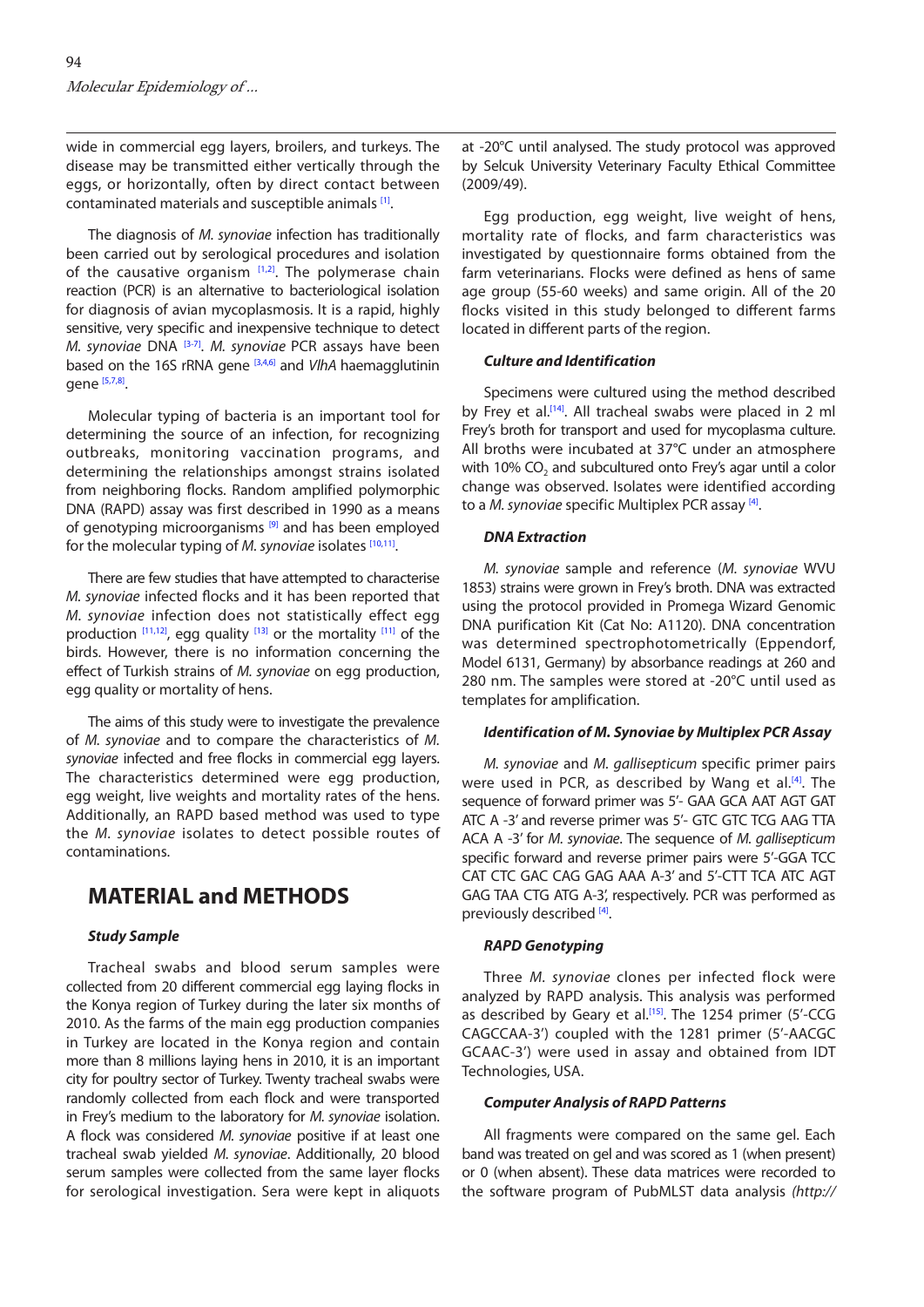wide in commercial egg layers, broilers, and turkeys. The disease may be transmitted either vertically through the eggs, or horizontally, often by direct contact between contaminated materials and susceptible animals [1].

The diagnosis of *M. synoviae* infection has traditionally been carried out by serological procedures and isolation of the causative organism [1,2]. The polymerase chain reaction (PCR) is an alternative to bacteriological isolation for diagnosis of avian mycoplasmosis. It is a rapid, highly sensitive, very specific and inexpensive technique to detect *M. synoviae* DNA [3-7]. *M. synoviae* PCR assays have been based on the 16S rRNA gene [3,4,6] and *VlhA* haemagglutinin gene [5,7,8].

Molecular typing of bacteria is an important tool for determining the source of an infection, for recognizing outbreaks, monitoring vaccination programs, and determining the relationships amongst strains isolated from neighboring flocks. Random amplified polymorphic DNA (RAPD) assay was first described in 1990 as a means of genotyping microorganisms [9] and has been employed for the molecular typing of *M. synoviae* isolates [10,11].

There are few studies that have attempted to characterise *M. synoviae* infected flocks and it has been reported that *M. synoviae* infection does not statistically effect egg production [11,12], egg quality [13] or the mortality [11] of the birds. However, there is no information concerning the effect of Turkish strains of *M. synoviae* on egg production, egg quality or mortality of hens.

The aims of this study were to investigate the prevalence of *M. synoviae* and to compare the characteristics of *M. synoviae* infected and free flocks in commercial egg layers. The characteristics determined were egg production, egg weight, live weights and mortality rates of the hens. Additionally, an RAPD based method was used to type the *M. synoviae* isolates to detect possible routes of contaminations.

## MATERIAL and METHODS

### Study Sample

Tracheal swabs and blood serum samples were collected from 20 different commercial egg laying flocks in the Konya region of Turkey during the later six months of 2010. As the farms of the main egg production companies in Turkey are located in the Konya region and contain more than 8 millions laying hens in 2010, it is an important city for poultry sector of Turkey. Twenty tracheal swabs were randomly collected from each flock and were transported in Frey's medium to the laboratory for *M. synoviae* isolation. A flock was considered *M. synoviae* positive if at least one tracheal swab yielded *M. synoviae*. Additionally, 20 blood serum samples were collected from the same layer flocks for serological investigation. Sera were kept in aliquots at -20°C until analysed. The study protocol was approved by Selcuk University Veterinary Faculty Ethical Committee (2009/49).

Egg production, egg weight, live weight of hens, mortality rate of flocks, and farm characteristics was investigated by questionnaire forms obtained from the farm veterinarians. Flocks were defined as hens of same age group (55-60 weeks) and same origin. All of the 20 flocks visited in this study belonged to different farms located in different parts of the region.

### Culture and Identification

Specimens were cultured using the method described by Frey et al.[14]. All tracheal swabs were placed in 2 ml Frey's broth for transport and used for mycoplasma culture. All broths were incubated at 37°C under an atmosphere with 10% $CO_2$ and subcultured onto Frey's agar until a color change was observed. Isolates were identified according to a *M. synoviae* specific Multiplex PCR assay [4].

### DNA Extraction

*M. synoviae* sample and reference (*M. synoviae* WVU 1853) strains were grown in Frey's broth. DNA was extracted using the protocol provided in Promega Wizard Genomic DNA purification Kit (Cat No: A1120). DNA concentration was determined spectrophotometrically (Eppendorf, Model 6131, Germany) by absorbance readings at 260 and 280 nm. The samples were stored at -20°C until used as templates for amplification.

### Identification of M. Synoviae by Multiplex PCR Assay

*M. synoviae* and *M. gallisepticum* specific primer pairs were used in PCR, as described by Wang et al.[4]. The sequence of forward primer was 5'- GAA GCA AAT AGT GAT ATC A -3' and reverse primer was 5'- GTC GTC TCG AAG TTA ACA A -3' for *M. synoviae*. The sequence of *M. gallisepticum* specific forward and reverse primer pairs were 5'-GGA TCC CAT CTC GAC CAG GAG AAA A-3' and 5'-CTT TCA ATC AGT GAG TAA CTG ATG A-3', respectively. PCR was performed as previously described [4].

### RAPD Genotyping

Three *M. synoviae* clones per infected flock were analyzed by RAPD analysis. This analysis was performed as described by Geary et al.[15]. The 1254 primer (5'-CCG CAGCCAA-3') coupled with the 1281 primer (5'-AACGC GCAAC-3') were used in assay and obtained from IDT Technologies, USA.

### Computer Analysis of RAPD Patterns

All fragments were compared on the same gel. Each band was treated on gel and was scored as 1 (when present) or 0 (when absent). These data matrices were recorded to the software program of PubMLST data analysis *(http://*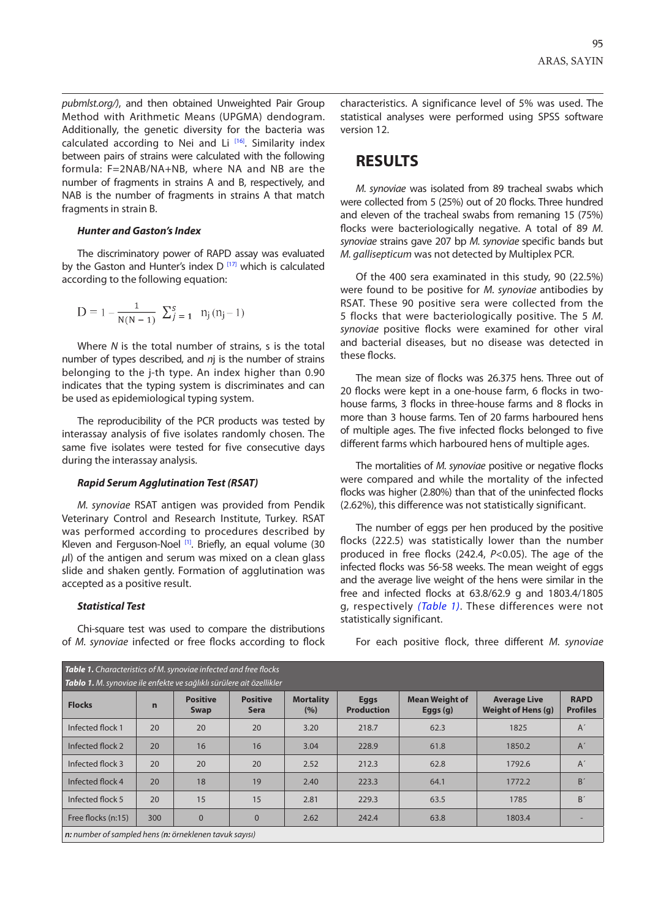pubmlst.org/), and then obtained Unweighted Pair Group Method with Arithmetic Means (UPGMA) dendogram. Additionally, the genetic diversity for the bacteria was calculated according to Nei and Li [16]. Similarity index between pairs of strains were calculated with the following formula: F=2NAB/NA+NB, where NA and NB are the number of fragments in strains A and B, respectively, and NAB is the number of fragments in strains A that match fragments in strain B.

#### *Hunter and Gaston's Index*

The discriminatory power of RAPD assay was evaluated by the Gaston and Hunter's index D [17] which is calculated according to the following equation:

$$D = 1 - \frac{1}{N(N-1)} \sum_{j=1}^{s} n_j (n_j - 1)$$

Where $N$ is the total number of strains, s is the total number of types described, and $nj$ is the number of strains belonging to the j-th type. An index higher than 0.90 indicates that the typing system is discriminates and can be used as epidemiological typing system.

The reproducibility of the PCR products was tested by interassay analysis of five isolates randomly chosen. The same five isolates were tested for five consecutive days during the interassay analysis.

#### *Rapid Serum Agglutination Test (RSAT)*

*M. synoviae* RSAT antigen was provided from Pendik Veterinary Control and Research Institute, Turkey. RSAT was performed according to procedures described by Kleven and Ferguson-Noel [1]. Briefly, an equal volume (30 *µ*l) of the antigen and serum was mixed on a clean glass slide and shaken gently. Formation of agglutination was accepted as a positive result.

#### *Statistical Test*

Chi-square test was used to compare the distributions of *M. synoviae* infected or free flocks according to flock characteristics. A significance level of 5% was used. The statistical analyses were performed using SPSS software version 12.

## RESULTS

*M. synoviae* was isolated from 89 tracheal swabs which were collected from 5 (25%) out of 20 flocks. Three hundred and eleven of the tracheal swabs from remaning 15 (75%) flocks were bacteriologically negative. A total of 89 *M. synoviae* strains gave 207 bp *M. synoviae* specific bands but *M. gallisepticum* was not detected by Multiplex PCR.

Of the 400 sera examinated in this study, 90 (22.5%) were found to be positive for *M. synoviae* antibodies by RSAT. These 90 positive sera were collected from the 5 flocks that were bacteriologically positive. The 5 *M. synoviae* positive flocks were examined for other viral and bacterial diseases, but no disease was detected in these flocks.

The mean size of flocks was 26.375 hens. Three out of 20 flocks were kept in a one-house farm, 6 flocks in two-house farms, 3 flocks in three-house farms and 8 flocks in more than 3 house farms. Ten of 20 farms harboured hens of multiple ages. The five infected flocks belonged to five different farms which harboured hens of multiple ages.

The mortalities of *M. synoviae* positive or negative flocks were compared and while the mortality of the infected flocks was higher (2.80%) than that of the uninfected flocks (2.62%), this difference was not statistically significant.

The number of eggs per hen produced by the positive flocks (222.5) was statistically lower than the number produced in free flocks (242.4, $P<0.05$). The age of the infected flocks was 56-58 weeks. The mean weight of eggs and the average live weight of the hens were similar in the free and infected flocks at 63.8/62.9 g and 1803.4/1805 g, respectively *(Table 1)*. These differences were not statistically significant.

For each positive flock, three different *M. synoviae*

***Table 1.*** *Characteristics of M. synoviae infected and free flocks*
***Tablo 1.*** *M. synoviae ile enfekte ve sağlıklı sürülere ait özellikler*

| Flocks | n | Positive Swap | Positive Sera | Mortality (%) | Eggs Production | Mean Weight of Eggs (g) | Average Live Weight of Hens (g) | RAPD Profiles |
|---|---|---|---|---|---|---|---|---|
| Infected flock 1 | 20 | 20 | 20 | 3.20 | 218.7 | 62.3 | 1825 | A´ |
| Infected flock 2 | 20 | 16 | 16 | 3.04 | 228.9 | 61.8 | 1850.2 | A´ |
| Infected flock 3 | 20 | 20 | 20 | 2.52 | 212.3 | 62.8 | 1792.6 | A´ |
| Infected flock 4 | 20 | 18 | 19 | 2.40 | 223.3 | 64.1 | 1772.2 | B´ |
| Infected flock 5 | 20 | 15 | 15 | 2.81 | 229.3 | 63.5 | 1785 | B´ |
| Free flocks (n:15) | 300 | 0 | 0 | 2.62 | 242.4 | 63.8 | 1803.4 | - |

***n:*** *number of sampled hens (**n:** örneklenen tavuk sayısı)*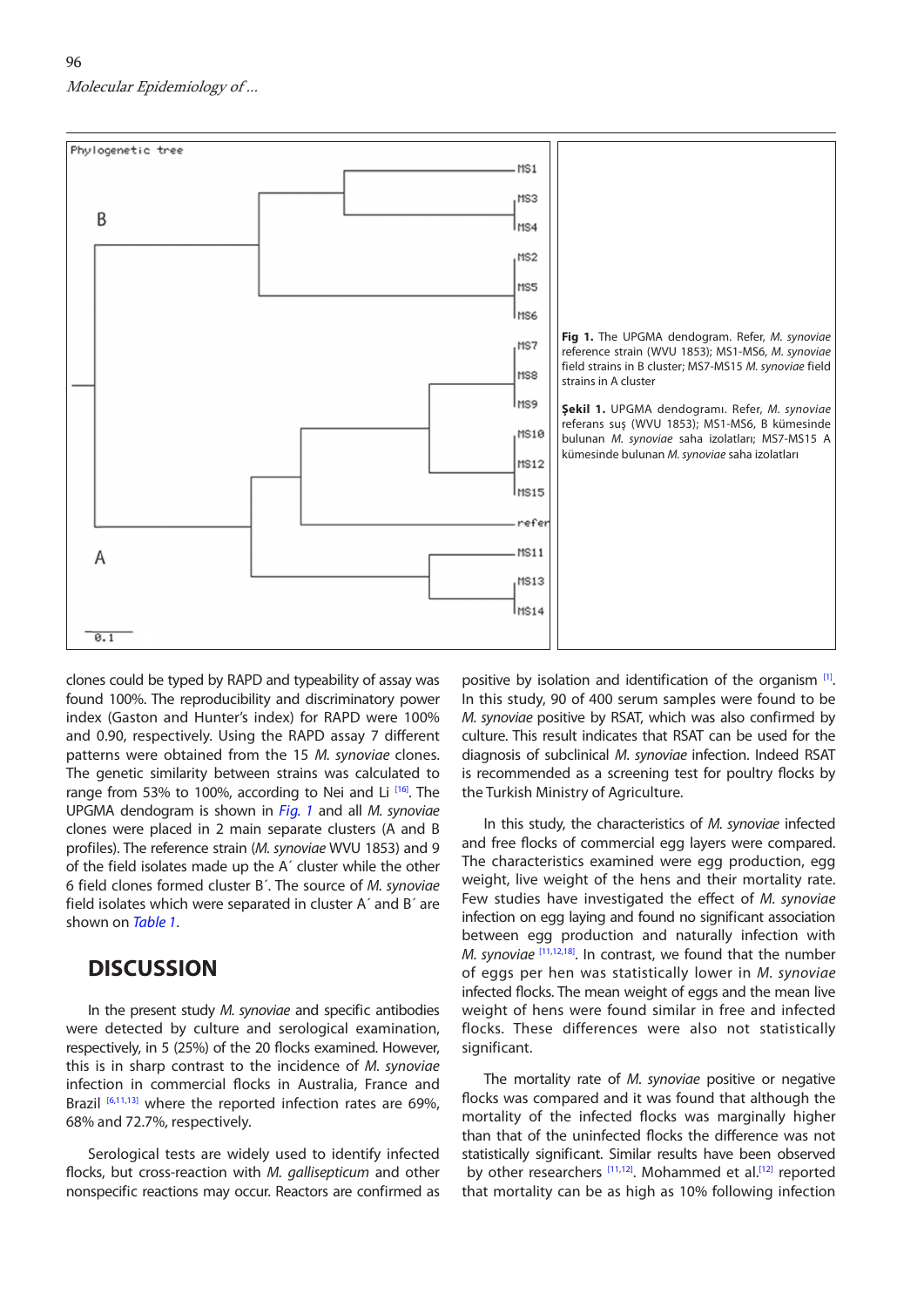Fig 1. The UPGMA dendogram. Refer, *M. synoviae* reference strain (WVU 1853); MS1-MS6, *M. synoviae* field strains in B cluster; MS7-MS15 *M. synoviae* field strains in A cluster

**Şekil 1.** UPGMA dendogramı. Refer, *M. synoviae* referans suş (WVU 1853); MS1-MS6, B kümesinde bulunan *M. synoviae* saha izolatları; MS7-MS15 A kümesinde bulunan *M. synoviae* saha izolatları

clones could be typed by RAPD and typeability of assay was found 100%. The reproducibility and discriminatory power index (Gaston and Hunter's index) for RAPD were 100% and 0.90, respectively. Using the RAPD assay 7 different patterns were obtained from the 15 *M. synoviae* clones. The genetic similarity between strains was calculated to range from 53% to 100%, according to Nei and Li [16]. The UPGMA dendogram is shown in *Fig. 1* and all *M. synoviae* clones were placed in 2 main separate clusters (A and B profiles). The reference strain (*M. synoviae* WVU 1853) and 9 of the field isolates made up the A´ cluster while the other 6 field clones formed cluster B´. The source of *M. synoviae* field isolates which were separated in cluster A´ and B´ are shown on *Table 1*.

## DISCUSSION

In the present study *M. synoviae* and specific antibodies were detected by culture and serological examination, respectively, in 5 (25%) of the 20 flocks examined. However, this is in sharp contrast to the incidence of *M. synoviae* infection in commercial flocks in Australia, France and Brazil [6,11,13] where the reported infection rates are 69%, 68% and 72.7%, respectively.

Serological tests are widely used to identify infected flocks, but cross-reaction with *M. gallisepticum* and other nonspecific reactions may occur. Reactors are confirmed as positive by isolation and identification of the organism [1]. In this study, 90 of 400 serum samples were found to be *M. synoviae* positive by RSAT, which was also confirmed by culture. This result indicates that RSAT can be used for the diagnosis of subclinical *M. synoviae* infection. Indeed RSAT is recommended as a screening test for poultry flocks by the Turkish Ministry of Agriculture.

In this study, the characteristics of *M. synoviae* infected and free flocks of commercial egg layers were compared. The characteristics examined were egg production, egg weight, live weight of the hens and their mortality rate. Few studies have investigated the effect of *M. synoviae* infection on egg laying and found no significant association between egg production and naturally infection with *M. synoviae* [11,12,18]. In contrast, we found that the number of eggs per hen was statistically lower in *M. synoviae* infected flocks. The mean weight of eggs and the mean live weight of hens were found similar in free and infected flocks. These differences were also not statistically significant.

The mortality rate of *M. synoviae* positive or negative flocks was compared and it was found that although the mortality of the infected flocks was marginally higher than that of the uninfected flocks the difference was not statistically significant. Similar results have been observed by other researchers [11,12]. Mohammed et al.[12] reported that mortality can be as high as 10% following infection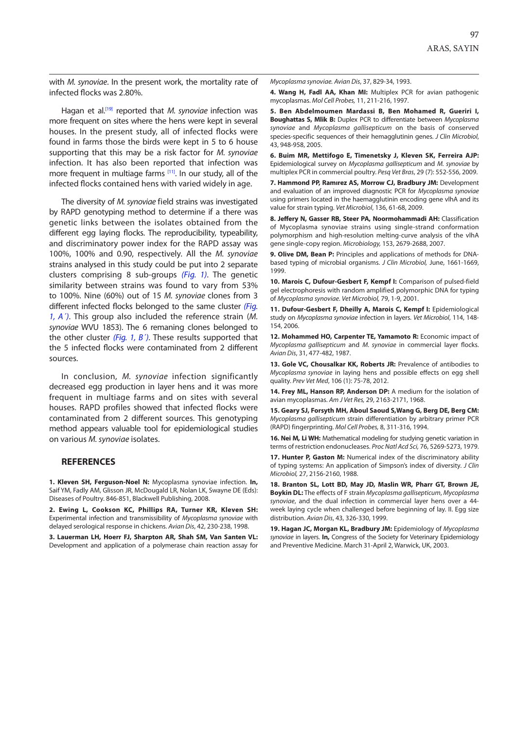with *M. synoviae*. In the present work, the mortality rate of infected flocks was 2.80%.

Hagan et al.[19] reported that *M. synoviae* infection was more frequent on sites where the hens were kept in several houses. In the present study, all of infected flocks were found in farms those the birds were kept in 5 to 6 house supporting that this may be a risk factor for *M. synoviae* infection. It has also been reported that infection was more frequent in multiage farms [11]. In our study, all of the infected flocks contained hens with varied widely in age.

The diversity of *M. synoviae* field strains was investigated by RAPD genotyping method to determine if a there was genetic links between the isolates obtained from the different egg laying flocks. The reproducibility, typeability, and discriminatory power index for the RAPD assay was 100%, 100% and 0.90, respectively. All the *M. synoviae* strains analysed in this study could be put into 2 separate clusters comprising 8 sub-groups *(Fig. 1)*. The genetic similarity between strains was found to vary from 53% to 100%. Nine (60%) out of 15 *M. synoviae* clones from 3 different infected flocks belonged to the same cluster *(Fig. 1, A´)*. This group also included the reference strain (*M. synoviae* WVU 1853). The 6 remaning clones belonged to the other cluster *(Fig. 1, B´)*. These results supported that the 5 infected flocks were contaminated from 2 different sources.

In conclusion, *M. synoviae* infection significantly decreased egg production in layer hens and it was more frequent in multiage farms and on sites with several houses. RAPD profiles showed that infected flocks were contaminated from 2 different sources. This genotyping method appears valuable tool for epidemiological studies on various *M. synoviae* isolates.

## REFERENCES

**1. Kleven SH, Ferguson-Noel N:** Mycoplasma synoviae infection. **In,** Saif YM, Fadly AM, Glisson JR, McDougald LR, Nolan LK, Swayne DE (Eds): Diseases of Poultry. 846-851, Blackwell Publishing, 2008.

**2. Ewing L, Cookson KC, Phillips RA, Turner KR, Kleven SH:** Experimental infection and transmissibility of *Mycoplasma synoviae* with delayed serological response in chickens. *Avian Dis*, 42, 230-238, 1998.

**3. Lauerman LH, Hoerr FJ, Sharpton AR, Shah SM, Van Santen VL:** Development and application of a polymerase chain reaction assay for *Mycoplasma synoviae. Avian Dis*, 37, 829-34, 1993.

**4. Wang H, Fadl AA, Khan MI:** Multiplex PCR for avian pathogenic mycoplasmas. *Mol Cell Probes,* 11, 211-216, 1997.

**5. Ben Abdelmoumen Mardassi B, Ben Mohamed R, Gueriri I, Boughattas S, Mlik B:** Duplex PCR to differentiate between *Mycoplasma synoviae* and *Mycoplasma gallisepticum* on the basis of conserved species-specific sequences of their hemagglutinin genes. *J Clin Microbiol*, 43, 948-958, 2005.

**6. Buim MR, Mettifogo E, Timenetsky J, Kleven SK, Ferreira AJP:** Epidemiological survey on *Mycoplasma gallisepticum* and *M. synoviae* by multiplex PCR in commercial poultry. *Pesq Vet Bras*, 29 (7): 552-556, 2009.

**7. Hammond PP, Ramırez AS, Morrow CJ, Bradbury JM:** Development and evaluation of an improved diagnostic PCR for *Mycoplasma synoviae* using primers located in the haemagglutinin encoding gene vlhA and its value for strain typing. *Vet Microbiol*, 136, 61-68, 2009.

**8. Jeffery N, Gasser RB, Steer PA, Noormohammadi AH:** Classification of Mycoplasma synoviae strains using single-strand conformation polymorphism and high-resolution melting-curve analysis of the vlhA gene single-copy region. *Microbiology,* 153, 2679-2688, 2007.

**9. Olive DM, Bean P:** Principles and applications of methods for DNA-based typing of microbial organisms. *J Clin Microbiol,* June, 1661-1669, 1999.

**10. Marois C, Dufour-Gesbert F, Kempf I:** Comparison of pulsed-field gel electrophoresis with random amplified polymorphic DNA for typing of *Mycoplasma synoviae*. *Vet Microbiol,* 79, 1-9, 2001.

**11. Dufour-Gesbert F, Dheilly A, Marois C, Kempf I:** Epidemiological study on *Mycoplasma synoviae* infection in layers. *Vet Microbiol*, 114, 148-154, 2006.

**12. Mohammed HO, Carpenter TE, Yamamoto R:** Economic impact of *Mycoplasma gallisepticum* and *M. synoviae* in commercial layer flocks. *Avian Dis*, 31, 477-482, 1987.

**13. Gole VC, Chousalkar KK, Roberts JR:** Prevalence of antibodies to *Mycoplasma synoviae* in laying hens and possible effects on egg shell quality. *Prev Vet Med*, 106 (1): 75-78, 2012.

**14. Frey ML, Hanson RP, Anderson DP:** A medium for the isolation of avian mycoplasmas. *Am J Vet Res,* 29, 2163-2171, 1968.

**15. Geary SJ, Forsyth MH, Aboul Saoud S,Wang G, Berg DE, Berg CM:** *Mycoplasma gallisepticum* strain differentiation by arbitrary primer PCR (RAPD) fingerprinting. *Mol Cell Probes,* 8, 311-316, 1994.

**16. Nei M, Li WH:** Mathematical modeling for studying genetic variation in terms of restriction endonucleases. *Proc Natl Acd Sci,* 76, 5269-5273, 1979.

**17. Hunter P, Gaston M:** Numerical index of the discriminatory ability of typing systems: An application of Simpson's index of diversity. *J Clin Microbiol,* 27, 2156-2160, 1988.

**18. Branton SL, Lott BD, May JD, Maslin WR, Pharr GT, Brown JE, Boykin DL:** The effects of F strain *Mycoplasma gallisepticum*, *Mycoplasma synoviae*, and the dual infection in commercial layer hens over a 44-week laying cycle when challenged before beginning of lay. II. Egg size distribution. *Avian Dis*, 43, 326-330, 1999.

**19. Hagan JC, Morgan KL, Bradbury JM:** Epidemiology of *Mycoplasma synoviae* in layers. **In,** Congress of the Society for Veterinary Epidemiology and Preventive Medicine. March 31-April 2, Warwick, UK, 2003.